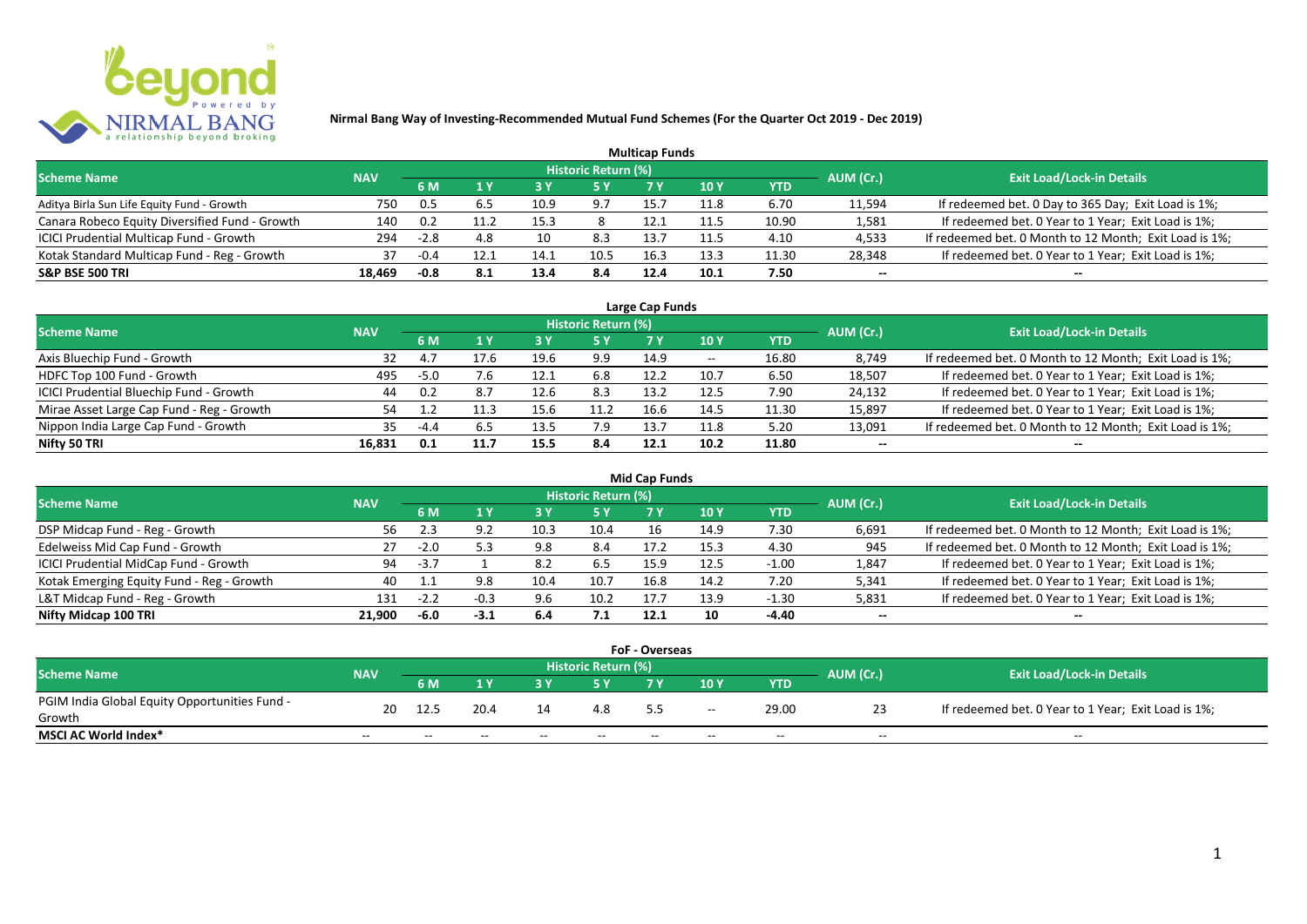# Nirmal Bang Way of Investing-Recommended Mutual Fund Schemes (For the Quarter Oct 2019 - Dec 2019)

## Multicap Funds

| Scheme Name | NAV | Historic Return (%) | | | | | | | AUM (Cr.) | Exit Load/Lock-in Details |
|---|---|---|---|---|---|---|---|---|---|---|
| | | 6 M | 1 Y | 3 Y | 5 Y | 7 Y | 10 Y | YTD | | |
| Aditya Birla Sun Life Equity Fund - Growth | 750 | 0.5 | 6.5 | 10.9 | 9.7 | 15.7 | 11.8 | 6.70 | 11,594 | If redeemed bet. 0 Day to 365 Day; Exit Load is 1%; |
| Canara Robeco Equity Diversified Fund - Growth | 140 | 0.2 | 11.2 | 15.3 | 8 | 12.1 | 11.5 | 10.90 | 1,581 | If redeemed bet. 0 Year to 1 Year; Exit Load is 1%; |
| ICICI Prudential Multicap Fund - Growth | 294 | -2.8 | 4.8 | 10 | 8.3 | 13.7 | 11.5 | 4.10 | 4,533 | If redeemed bet. 0 Month to 12 Month; Exit Load is 1%; |
| Kotak Standard Multicap Fund - Reg - Growth | 37 | -0.4 | 12.1 | 14.1 | 10.5 | 16.3 | 13.3 | 11.30 | 28,348 | If redeemed bet. 0 Year to 1 Year; Exit Load is 1%; |
| **S&P BSE 500 TRI** | **18,469** | **-0.8** | **8.1** | **13.4** | **8.4** | **12.4** | **10.1** | **7.50** | **--** | **--** |

## Large Cap Funds

| Scheme Name | NAV | Historic Return (%) | | | | | | | AUM (Cr.) | Exit Load/Lock-in Details |
|---|---|---|---|---|---|---|---|---|---|---|
| | | 6 M | 1 Y | 3 Y | 5 Y | 7 Y | 10 Y | YTD | | |
| Axis Bluechip Fund - Growth | 32 | 4.7 | 17.6 | 19.6 | 9.9 | 14.9 | -- | 16.80 | 8,749 | If redeemed bet. 0 Month to 12 Month; Exit Load is 1%; |
| HDFC Top 100 Fund - Growth | 495 | -5.0 | 7.6 | 12.1 | 6.8 | 12.2 | 10.7 | 6.50 | 18,507 | If redeemed bet. 0 Year to 1 Year; Exit Load is 1%; |
| ICICI Prudential Bluechip Fund - Growth | 44 | 0.2 | 8.7 | 12.6 | 8.3 | 13.2 | 12.5 | 7.90 | 24,132 | If redeemed bet. 0 Year to 1 Year; Exit Load is 1%; |
| Mirae Asset Large Cap Fund - Reg - Growth | 54 | 1.2 | 11.3 | 15.6 | 11.2 | 16.6 | 14.5 | 11.30 | 15,897 | If redeemed bet. 0 Year to 1 Year; Exit Load is 1%; |
| Nippon India Large Cap Fund - Growth | 35 | -4.4 | 6.5 | 13.5 | 7.9 | 13.7 | 11.8 | 5.20 | 13,091 | If redeemed bet. 0 Month to 12 Month; Exit Load is 1%; |
| **Nifty 50 TRI** | **16,831** | **0.1** | **11.7** | **15.5** | **8.4** | **12.1** | **10.2** | **11.80** | **--** | **--** |

## Mid Cap Funds

| Scheme Name | NAV | Historic Return (%) | | | | | | | AUM (Cr.) | Exit Load/Lock-in Details |
|---|---|---|---|---|---|---|---|---|---|---|
| | | 6 M | 1 Y | 3 Y | 5 Y | 7 Y | 10 Y | YTD | | |
| DSP Midcap Fund - Reg - Growth | 56 | 2.3 | 9.2 | 10.3 | 10.4 | 16 | 14.9 | 7.30 | 6,691 | If redeemed bet. 0 Month to 12 Month; Exit Load is 1%; |
| Edelweiss Mid Cap Fund - Growth | 27 | -2.0 | 5.3 | 9.8 | 8.4 | 17.2 | 15.3 | 4.30 | 945 | If redeemed bet. 0 Month to 12 Month; Exit Load is 1%; |
| ICICI Prudential MidCap Fund - Growth | 94 | -3.7 | 1 | 8.2 | 6.5 | 15.9 | 12.5 | -1.00 | 1,847 | If redeemed bet. 0 Year to 1 Year; Exit Load is 1%; |
| Kotak Emerging Equity Fund - Reg - Growth | 40 | 1.1 | 9.8 | 10.4 | 10.7 | 16.8 | 14.2 | 7.20 | 5,341 | If redeemed bet. 0 Year to 1 Year; Exit Load is 1%; |
| L&T Midcap Fund - Reg - Growth | 131 | -2.2 | -0.3 | 9.6 | 10.2 | 17.7 | 13.9 | -1.30 | 5,831 | If redeemed bet. 0 Year to 1 Year; Exit Load is 1%; |
| **Nifty Midcap 100 TRI** | **21,900** | **-6.0** | **-3.1** | **6.4** | **7.1** | **12.1** | **10** | **-4.40** | **--** | **--** |

## FoF - Overseas

| Scheme Name | NAV | Historic Return (%) | | | | | | | AUM (Cr.) | Exit Load/Lock-in Details |
|---|---|---|---|---|---|---|---|---|---|---|
| | | 6 M | 1 Y | 3 Y | 5 Y | 7 Y | 10 Y | YTD | | |
| PGIM India Global Equity Opportunities Fund - Growth | 20 | 12.5 | 20.4 | 14 | 4.8 | 5.5 | -- | 29.00 | 23 | If redeemed bet. 0 Year to 1 Year; Exit Load is 1%; |
| **MSCI AC World Index*** | -- | -- | -- | -- | -- | -- | -- | -- | -- | -- |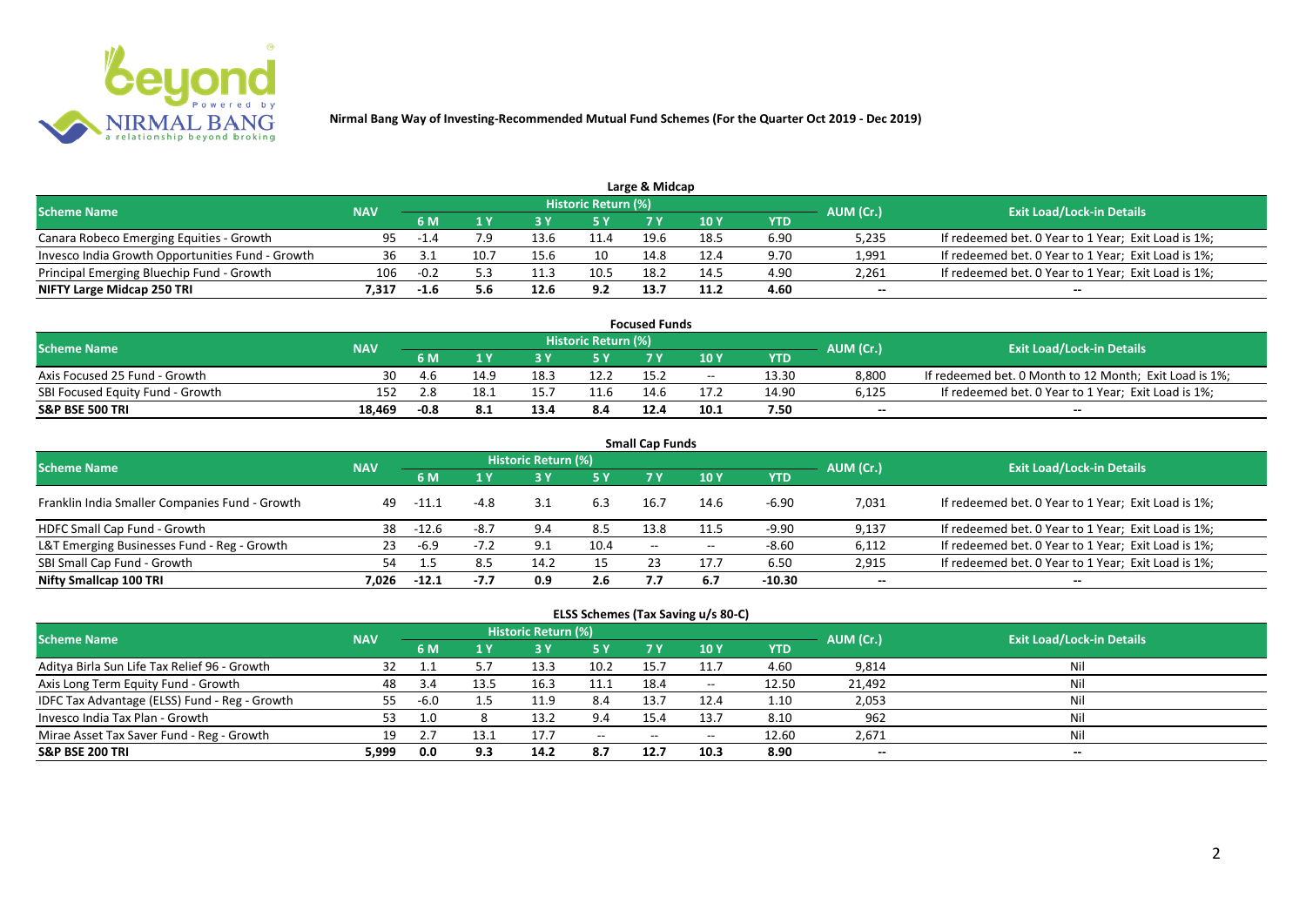**Nirmal Bang Way of Investing-Recommended Mutual Fund Schemes (For the Quarter Oct 2019 - Dec 2019)**

## Large & Midcap

| Scheme Name | NAV | Historic Return (%) | | | | | | | AUM (Cr.) | Exit Load/Lock-in Details |
|---|---|---|---|---|---|---|---|---|---|---|
| | | 6 M | 1 Y | 3 Y | 5 Y | 7 Y | 10 Y | YTD | | |
| Canara Robeco Emerging Equities - Growth | 95 | -1.4 | 7.9 | 13.6 | 11.4 | 19.6 | 18.5 | 6.90 | 5,235 | If redeemed bet. 0 Year to 1 Year; Exit Load is 1%; |
| Invesco India Growth Opportunities Fund - Growth | 36 | 3.1 | 10.7 | 15.6 | 10 | 14.8 | 12.4 | 9.70 | 1,991 | If redeemed bet. 0 Year to 1 Year; Exit Load is 1%; |
| Principal Emerging Bluechip Fund - Growth | 106 | -0.2 | 5.3 | 11.3 | 10.5 | 18.2 | 14.5 | 4.90 | 2,261 | If redeemed bet. 0 Year to 1 Year; Exit Load is 1%; |
| **NIFTY Large Midcap 250 TRI** | **7,317** | **-1.6** | **5.6** | **12.6** | **9.2** | **13.7** | **11.2** | **4.60** | **--** | **--** |

## Focused Funds

| Scheme Name | NAV | Historic Return (%) | | | | | | | AUM (Cr.) | Exit Load/Lock-in Details |
|---|---|---|---|---|---|---|---|---|---|---|
| | | 6 M | 1 Y | 3 Y | 5 Y | 7 Y | 10 Y | YTD | | |
| Axis Focused 25 Fund - Growth | 30 | 4.6 | 14.9 | 18.3 | 12.2 | 15.2 | -- | 13.30 | 8,800 | If redeemed bet. 0 Month to 12 Month; Exit Load is 1%; |
| SBI Focused Equity Fund - Growth | 152 | 2.8 | 18.1 | 15.7 | 11.6 | 14.6 | 17.2 | 14.90 | 6,125 | If redeemed bet. 0 Year to 1 Year; Exit Load is 1%; |
| **S&P BSE 500 TRI** | **18,469** | **-0.8** | **8.1** | **13.4** | **8.4** | **12.4** | **10.1** | **7.50** | **--** | **--** |

## Small Cap Funds

| Scheme Name | NAV | Historic Return (%) | | | | | | | AUM (Cr.) | Exit Load/Lock-in Details |
|---|---|---|---|---|---|---|---|---|---|---|
| | | 6 M | 1 Y | 3 Y | 5 Y | 7 Y | 10 Y | YTD | | |
| Franklin India Smaller Companies Fund - Growth | 49 | -11.1 | -4.8 | 3.1 | 6.3 | 16.7 | 14.6 | -6.90 | 7,031 | If redeemed bet. 0 Year to 1 Year; Exit Load is 1%; |
| HDFC Small Cap Fund - Growth | 38 | -12.6 | -8.7 | 9.4 | 8.5 | 13.8 | 11.5 | -9.90 | 9,137 | If redeemed bet. 0 Year to 1 Year; Exit Load is 1%; |
| L&T Emerging Businesses Fund - Reg - Growth | 23 | -6.9 | -7.2 | 9.1 | 10.4 | -- | -- | -8.60 | 6,112 | If redeemed bet. 0 Year to 1 Year; Exit Load is 1%; |
| SBI Small Cap Fund - Growth | 54 | 1.5 | 8.5 | 14.2 | 15 | 23 | 17.7 | 6.50 | 2,915 | If redeemed bet. 0 Year to 1 Year; Exit Load is 1%; |
| **Nifty Smallcap 100 TRI** | **7,026** | **-12.1** | **-7.7** | **0.9** | **2.6** | **7.7** | **6.7** | **-10.30** | **--** | **--** |

## ELSS Schemes (Tax Saving u/s 80-C)

| Scheme Name | NAV | Historic Return (%) | | | | | | | AUM (Cr.) | Exit Load/Lock-in Details |
|---|---|---|---|---|---|---|---|---|---|---|
| | | 6 M | 1 Y | 3 Y | 5 Y | 7 Y | 10 Y | YTD | | |
| Aditya Birla Sun Life Tax Relief 96 - Growth | 32 | 1.1 | 5.7 | 13.3 | 10.2 | 15.7 | 11.7 | 4.60 | 9,814 | Nil |
| Axis Long Term Equity Fund - Growth | 48 | 3.4 | 13.5 | 16.3 | 11.1 | 18.4 | -- | 12.50 | 21,492 | Nil |
| IDFC Tax Advantage (ELSS) Fund - Reg - Growth | 55 | -6.0 | 1.5 | 11.9 | 8.4 | 13.7 | 12.4 | 1.10 | 2,053 | Nil |
| Invesco India Tax Plan - Growth | 53 | 1.0 | 8 | 13.2 | 9.4 | 15.4 | 13.7 | 8.10 | 962 | Nil |
| Mirae Asset Tax Saver Fund - Reg - Growth | 19 | 2.7 | 13.1 | 17.7 | -- | -- | -- | 12.60 | 2,671 | Nil |
| **S&P BSE 200 TRI** | **5,999** | **0.0** | **9.3** | **14.2** | **8.7** | **12.7** | **10.3** | **8.90** | **--** | **--** |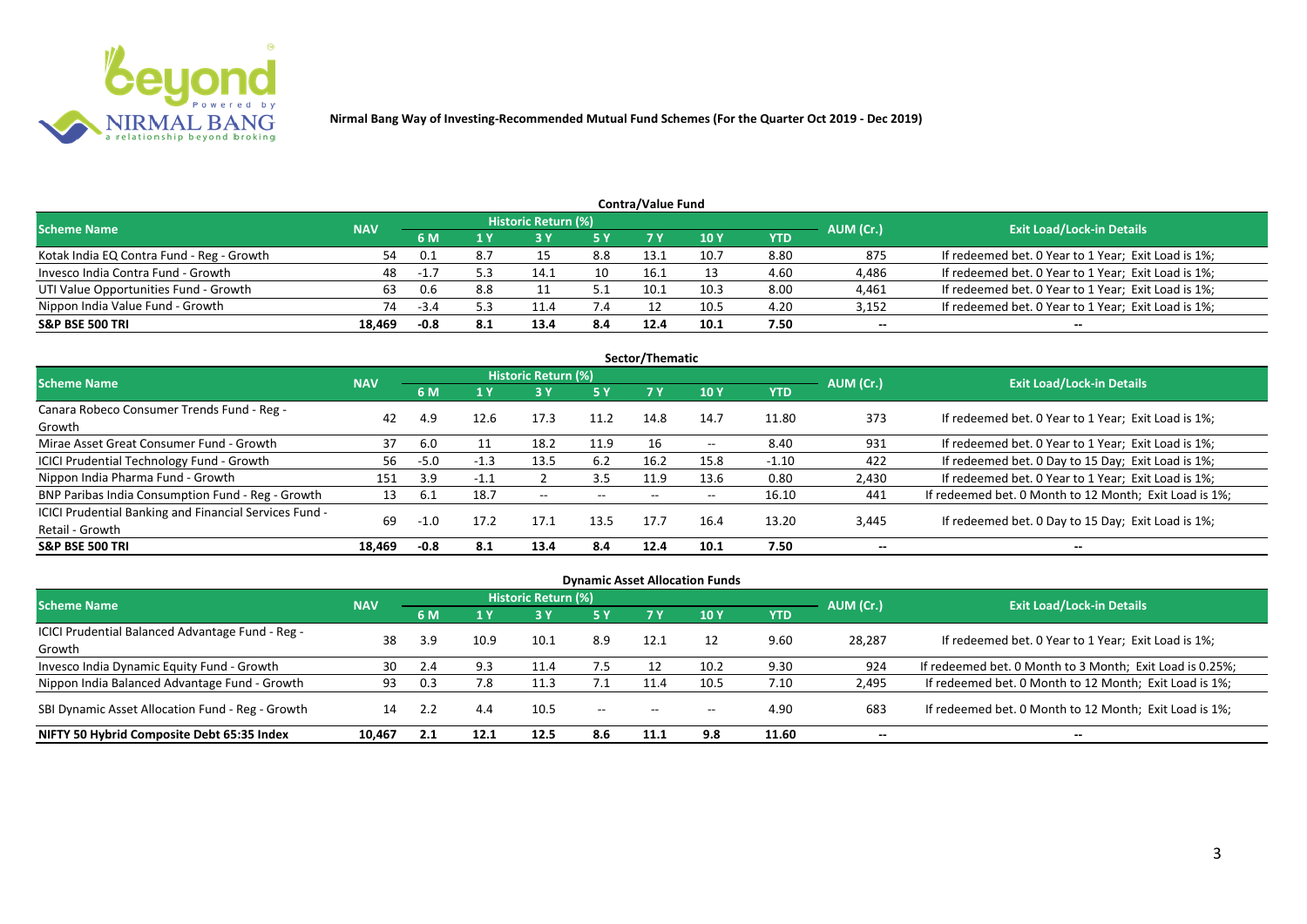**Nirmal Bang Way of Investing-Recommended Mutual Fund Schemes (For the Quarter Oct 2019 - Dec 2019)**

## Contra/Value Fund

| Scheme Name | NAV | Historic Return (%) | | | | | | | AUM (Cr.) | Exit Load/Lock-in Details |
|---|---|---|---|---|---|---|---|---|---|---|
| | | 6 M | 1 Y | 3 Y | 5 Y | 7 Y | 10 Y | YTD | | |
| Kotak India EQ Contra Fund - Reg - Growth | 54 | 0.1 | 8.7 | 15 | 8.8 | 13.1 | 10.7 | 8.80 | 875 | If redeemed bet. 0 Year to 1 Year; Exit Load is 1%; |
| Invesco India Contra Fund - Growth | 48 | -1.7 | 5.3 | 14.1 | 10 | 16.1 | 13 | 4.60 | 4,486 | If redeemed bet. 0 Year to 1 Year; Exit Load is 1%; |
| UTI Value Opportunities Fund - Growth | 63 | 0.6 | 8.8 | 11 | 5.1 | 10.1 | 10.3 | 8.00 | 4,461 | If redeemed bet. 0 Year to 1 Year; Exit Load is 1%; |
| Nippon India Value Fund - Growth | 74 | -3.4 | 5.3 | 11.4 | 7.4 | 12 | 10.5 | 4.20 | 3,152 | If redeemed bet. 0 Year to 1 Year; Exit Load is 1%; |
| **S&P BSE 500 TRI** | **18,469** | **-0.8** | **8.1** | **13.4** | **8.4** | **12.4** | **10.1** | **7.50** | **--** | **--** |

## Sector/Thematic

| Scheme Name | NAV | Historic Return (%) | | | | | | | AUM (Cr.) | Exit Load/Lock-in Details |
|---|---|---|---|---|---|---|---|---|---|---|
| | | 6 M | 1 Y | 3 Y | 5 Y | 7 Y | 10 Y | YTD | | |
| Canara Robeco Consumer Trends Fund - Reg - Growth | 42 | 4.9 | 12.6 | 17.3 | 11.2 | 14.8 | 14.7 | 11.80 | 373 | If redeemed bet. 0 Year to 1 Year; Exit Load is 1%; |
| Mirae Asset Great Consumer Fund - Growth | 37 | 6.0 | 11 | 18.2 | 11.9 | 16 | -- | 8.40 | 931 | If redeemed bet. 0 Year to 1 Year; Exit Load is 1%; |
| ICICI Prudential Technology Fund - Growth | 56 | -5.0 | -1.3 | 13.5 | 6.2 | 16.2 | 15.8 | -1.10 | 422 | If redeemed bet. 0 Day to 15 Day; Exit Load is 1%; |
| Nippon India Pharma Fund - Growth | 151 | 3.9 | -1.1 | 2 | 3.5 | 11.9 | 13.6 | 0.80 | 2,430 | If redeemed bet. 0 Year to 1 Year; Exit Load is 1%; |
| BNP Paribas India Consumption Fund - Reg - Growth | 13 | 6.1 | 18.7 | -- | -- | -- | -- | 16.10 | 441 | If redeemed bet. 0 Month to 12 Month; Exit Load is 1%; |
| ICICI Prudential Banking and Financial Services Fund - Retail - Growth | 69 | -1.0 | 17.2 | 17.1 | 13.5 | 17.7 | 16.4 | 13.20 | 3,445 | If redeemed bet. 0 Day to 15 Day; Exit Load is 1%; |
| **S&P BSE 500 TRI** | **18,469** | **-0.8** | **8.1** | **13.4** | **8.4** | **12.4** | **10.1** | **7.50** | **--** | **--** |

## Dynamic Asset Allocation Funds

| Scheme Name | NAV | Historic Return (%) | | | | | | | AUM (Cr.) | Exit Load/Lock-in Details |
|---|---|---|---|---|---|---|---|---|---|---|
| | | 6 M | 1 Y | 3 Y | 5 Y | 7 Y | 10 Y | YTD | | |
| ICICI Prudential Balanced Advantage Fund - Reg - Growth | 38 | 3.9 | 10.9 | 10.1 | 8.9 | 12.1 | 12 | 9.60 | 28,287 | If redeemed bet. 0 Year to 1 Year; Exit Load is 1%; |
| Invesco India Dynamic Equity Fund - Growth | 30 | 2.4 | 9.3 | 11.4 | 7.5 | 12 | 10.2 | 9.30 | 924 | If redeemed bet. 0 Month to 3 Month; Exit Load is 0.25%; |
| Nippon India Balanced Advantage Fund - Growth | 93 | 0.3 | 7.8 | 11.3 | 7.1 | 11.4 | 10.5 | 7.10 | 2,495 | If redeemed bet. 0 Month to 12 Month; Exit Load is 1%; |
| SBI Dynamic Asset Allocation Fund - Reg - Growth | 14 | 2.2 | 4.4 | 10.5 | -- | -- | -- | 4.90 | 683 | If redeemed bet. 0 Month to 12 Month; Exit Load is 1%; |
| **NIFTY 50 Hybrid Composite Debt 65:35 Index** | **10,467** | **2.1** | **12.1** | **12.5** | **8.6** | **11.1** | **9.8** | **11.60** | **--** | **--** |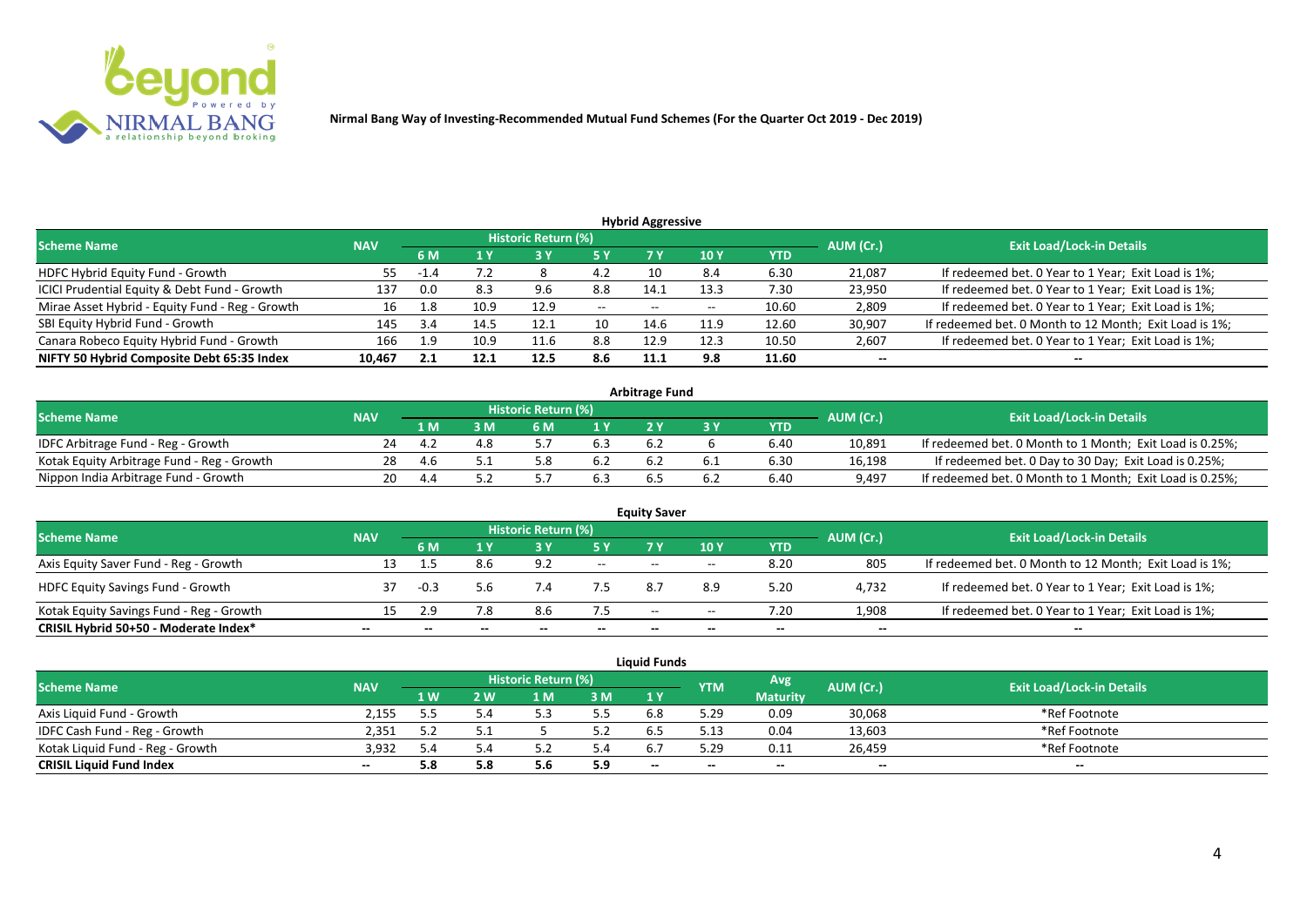**Nirmal Bang Way of Investing-Recommended Mutual Fund Schemes (For the Quarter Oct 2019 - Dec 2019)**

## Hybrid Aggressive

| Scheme Name | NAV | Historic Return (%) | | | | | | | AUM (Cr.) | Exit Load/Lock-in Details |
|---|---|---|---|---|---|---|---|---|---|---|
| | | 6 M | 1 Y | 3 Y | 5 Y | 7 Y | 10 Y | YTD | | |
| HDFC Hybrid Equity Fund - Growth | 55 | -1.4 | 7.2 | 8 | 4.2 | 10 | 8.4 | 6.30 | 21,087 | If redeemed bet. 0 Year to 1 Year; Exit Load is 1%; |
| ICICI Prudential Equity & Debt Fund - Growth | 137 | 0.0 | 8.3 | 9.6 | 8.8 | 14.1 | 13.3 | 7.30 | 23,950 | If redeemed bet. 0 Year to 1 Year; Exit Load is 1%; |
| Mirae Asset Hybrid - Equity Fund - Reg - Growth | 16 | 1.8 | 10.9 | 12.9 | -- | -- | -- | 10.60 | 2,809 | If redeemed bet. 0 Year to 1 Year; Exit Load is 1%; |
| SBI Equity Hybrid Fund - Growth | 145 | 3.4 | 14.5 | 12.1 | 10 | 14.6 | 11.9 | 12.60 | 30,907 | If redeemed bet. 0 Month to 12 Month; Exit Load is 1%; |
| Canara Robeco Equity Hybrid Fund - Growth | 166 | 1.9 | 10.9 | 11.6 | 8.8 | 12.9 | 12.3 | 10.50 | 2,607 | If redeemed bet. 0 Year to 1 Year; Exit Load is 1%; |
| **NIFTY 50 Hybrid Composite Debt 65:35 Index** | **10,467** | **2.1** | **12.1** | **12.5** | **8.6** | **11.1** | **9.8** | **11.60** | **--** | **--** |

## Arbitrage Fund

| Scheme Name | NAV | Historic Return (%) | | | | | | | AUM (Cr.) | Exit Load/Lock-in Details |
|---|---|---|---|---|---|---|---|---|---|---|
| | | 1 M | 3 M | 6 M | 1 Y | 2 Y | 3 Y | YTD | | |
| IDFC Arbitrage Fund - Reg - Growth | 24 | 4.2 | 4.8 | 5.7 | 6.3 | 6.2 | 6 | 6.40 | 10,891 | If redeemed bet. 0 Month to 1 Month; Exit Load is 0.25%; |
| Kotak Equity Arbitrage Fund - Reg - Growth | 28 | 4.6 | 5.1 | 5.8 | 6.2 | 6.2 | 6.1 | 6.30 | 16,198 | If redeemed bet. 0 Day to 30 Day; Exit Load is 0.25%; |
| Nippon India Arbitrage Fund - Growth | 20 | 4.4 | 5.2 | 5.7 | 6.3 | 6.5 | 6.2 | 6.40 | 9,497 | If redeemed bet. 0 Month to 1 Month; Exit Load is 0.25%; |

## Equity Saver

| Scheme Name | NAV | Historic Return (%) | | | | | | | AUM (Cr.) | Exit Load/Lock-in Details |
|---|---|---|---|---|---|---|---|---|---|---|
| | | 6 M | 1 Y | 3 Y | 5 Y | 7 Y | 10 Y | YTD | | |
| Axis Equity Saver Fund - Reg - Growth | 13 | 1.5 | 8.6 | 9.2 | -- | -- | -- | 8.20 | 805 | If redeemed bet. 0 Month to 12 Month; Exit Load is 1%; |
| HDFC Equity Savings Fund - Growth | 37 | -0.3 | 5.6 | 7.4 | 7.5 | 8.7 | 8.9 | 5.20 | 4,732 | If redeemed bet. 0 Year to 1 Year; Exit Load is 1%; |
| Kotak Equity Savings Fund - Reg - Growth | 15 | 2.9 | 7.8 | 8.6 | 7.5 | -- | -- | 7.20 | 1,908 | If redeemed bet. 0 Year to 1 Year; Exit Load is 1%; |
| **CRISIL Hybrid 50+50 - Moderate Index*** | **--** | **--** | **--** | **--** | **--** | **--** | **--** | **--** | **--** | **--** |

## Liquid Funds

| Scheme Name | NAV | Historic Return (%) | | | | | YTM | Avg Maturity | AUM (Cr.) | Exit Load/Lock-in Details |
|---|---|---|---|---|---|---|---|---|---|---|
| | | 1 W | 2 W | 1 M | 3 M | 1 Y | | | | |
| Axis Liquid Fund - Growth | 2,155 | 5.5 | 5.4 | 5.3 | 5.5 | 6.8 | 5.29 | 0.09 | 30,068 | *Ref Footnote |
| IDFC Cash Fund - Reg - Growth | 2,351 | 5.2 | 5.1 | 5 | 5.2 | 6.5 | 5.13 | 0.04 | 13,603 | *Ref Footnote |
| Kotak Liquid Fund - Reg - Growth | 3,932 | 5.4 | 5.4 | 5.2 | 5.4 | 6.7 | 5.29 | 0.11 | 26,459 | *Ref Footnote |
| **CRISIL Liquid Fund Index** | **--** | **5.8** | **5.8** | **5.6** | **5.9** | **--** | **--** | **--** | **--** | **--** |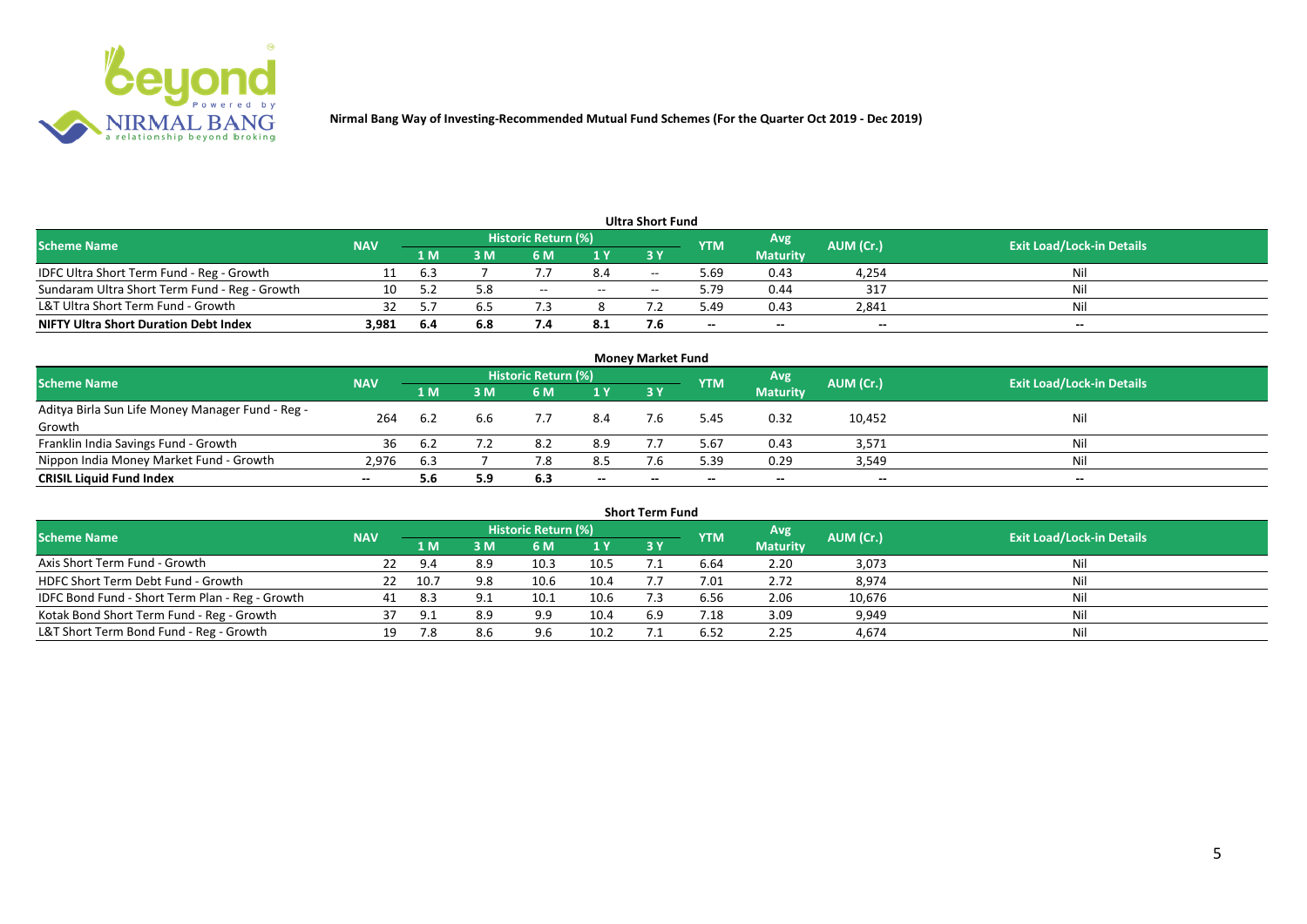# Nirmal Bang Way of Investing-Recommended Mutual Fund Schemes (For the Quarter Oct 2019 - Dec 2019)

## Ultra Short Fund

| Scheme Name | NAV | Historic Return (%) | | | | | YTM | Avg Maturity | AUM (Cr.) | Exit Load/Lock-in Details |
|---|---|---|---|---|---|---|---|---|---|---|
| | | 1 M | 3 M | 6 M | 1 Y | 3 Y | | | | |
| IDFC Ultra Short Term Fund - Reg - Growth | 11 | 6.3 | 7 | 7.7 | 8.4 | -- | 5.69 | 0.43 | 4,254 | Nil |
| Sundaram Ultra Short Term Fund - Reg - Growth | 10 | 5.2 | 5.8 | -- | -- | -- | 5.79 | 0.44 | 317 | Nil |
| L&T Ultra Short Term Fund - Growth | 32 | 5.7 | 6.5 | 7.3 | 8 | 7.2 | 5.49 | 0.43 | 2,841 | Nil |
| **NIFTY Ultra Short Duration Debt Index** | **3,981** | **6.4** | **6.8** | **7.4** | **8.1** | **7.6** | **--** | **--** | **--** | **--** |

## Money Market Fund

| Scheme Name | NAV | Historic Return (%) | | | | | YTM | Avg Maturity | AUM (Cr.) | Exit Load/Lock-in Details |
|---|---|---|---|---|---|---|---|---|---|---|
| | | 1 M | 3 M | 6 M | 1 Y | 3 Y | | | | |
| Aditya Birla Sun Life Money Manager Fund - Reg - Growth | 264 | 6.2 | 6.6 | 7.7 | 8.4 | 7.6 | 5.45 | 0.32 | 10,452 | Nil |
| Franklin India Savings Fund - Growth | 36 | 6.2 | 7.2 | 8.2 | 8.9 | 7.7 | 5.67 | 0.43 | 3,571 | Nil |
| Nippon India Money Market Fund - Growth | 2,976 | 6.3 | 7 | 7.8 | 8.5 | 7.6 | 5.39 | 0.29 | 3,549 | Nil |
| **CRISIL Liquid Fund Index** | **--** | **5.6** | **5.9** | **6.3** | **--** | **--** | **--** | **--** | **--** | **--** |

## Short Term Fund

| Scheme Name | NAV | Historic Return (%) | | | | | YTM | Avg Maturity | AUM (Cr.) | Exit Load/Lock-in Details |
|---|---|---|---|---|---|---|---|---|---|---|
| | | 1 M | 3 M | 6 M | 1 Y | 3 Y | | | | |
| Axis Short Term Fund - Growth | 22 | 9.4 | 8.9 | 10.3 | 10.5 | 7.1 | 6.64 | 2.20 | 3,073 | Nil |
| HDFC Short Term Debt Fund - Growth | 22 | 10.7 | 9.8 | 10.6 | 10.4 | 7.7 | 7.01 | 2.72 | 8,974 | Nil |
| IDFC Bond Fund - Short Term Plan - Reg - Growth | 41 | 8.3 | 9.1 | 10.1 | 10.6 | 7.3 | 6.56 | 2.06 | 10,676 | Nil |
| Kotak Bond Short Term Fund - Reg - Growth | 37 | 9.1 | 8.9 | 9.9 | 10.4 | 6.9 | 7.18 | 3.09 | 9,949 | Nil |
| L&T Short Term Bond Fund - Reg - Growth | 19 | 7.8 | 8.6 | 9.6 | 10.2 | 7.1 | 6.52 | 2.25 | 4,674 | Nil |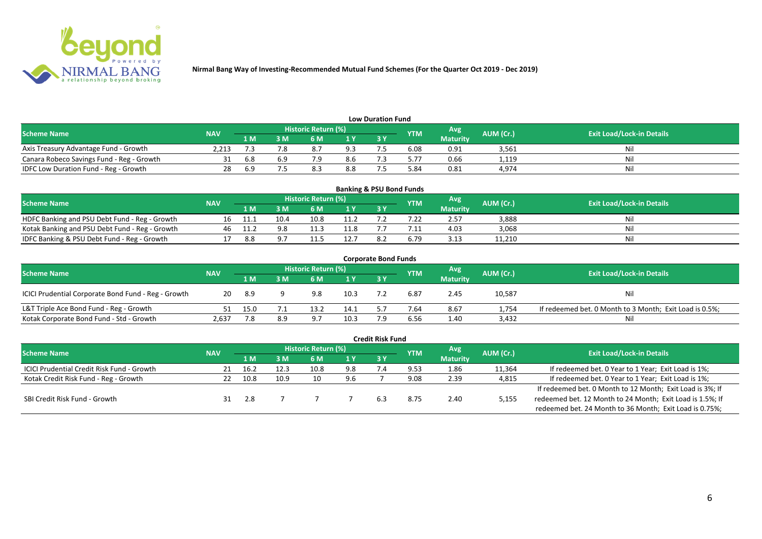**Nirmal Bang Way of Investing-Recommended Mutual Fund Schemes (For the Quarter Oct 2019 - Dec 2019)**

### Low Duration Fund

| Scheme Name | NAV | Historic Return (%) | | | | | YTM | Avg Maturity | AUM (Cr.) | Exit Load/Lock-in Details |
|---|---|---|---|---|---|---|---|---|---|---|
| | | 1 M | 3 M | 6 M | 1 Y | 3 Y | | | | |
| Axis Treasury Advantage Fund - Growth | 2,213 | 7.3 | 7.8 | 8.7 | 9.3 | 7.5 | 6.08 | 0.91 | 3,561 | Nil |
| Canara Robeco Savings Fund - Reg - Growth | 31 | 6.8 | 6.9 | 7.9 | 8.6 | 7.3 | 5.77 | 0.66 | 1,119 | Nil |
| IDFC Low Duration Fund - Reg - Growth | 28 | 6.9 | 7.5 | 8.3 | 8.8 | 7.5 | 5.84 | 0.81 | 4,974 | Nil |

### Banking & PSU Bond Funds

| Scheme Name | NAV | Historic Return (%) | | | | | YTM | Avg Maturity | AUM (Cr.) | Exit Load/Lock-in Details |
|---|---|---|---|---|---|---|---|---|---|---|
| | | 1 M | 3 M | 6 M | 1 Y | 3 Y | | | | |
| HDFC Banking and PSU Debt Fund - Reg - Growth | 16 | 11.1 | 10.4 | 10.8 | 11.2 | 7.2 | 7.22 | 2.57 | 3,888 | Nil |
| Kotak Banking and PSU Debt Fund - Reg - Growth | 46 | 11.2 | 9.8 | 11.3 | 11.8 | 7.7 | 7.11 | 4.03 | 3,068 | Nil |
| IDFC Banking & PSU Debt Fund - Reg - Growth | 17 | 8.8 | 9.7 | 11.5 | 12.7 | 8.2 | 6.79 | 3.13 | 11,210 | Nil |

### Corporate Bond Funds

| Scheme Name | NAV | Historic Return (%) | | | | | YTM | Avg Maturity | AUM (Cr.) | Exit Load/Lock-in Details |
|---|---|---|---|---|---|---|---|---|---|---|
| | | 1 M | 3 M | 6 M | 1 Y | 3 Y | | | | |
| ICICI Prudential Corporate Bond Fund - Reg - Growth | 20 | 8.9 | 9 | 9.8 | 10.3 | 7.2 | 6.87 | 2.45 | 10,587 | Nil |
| L&T Triple Ace Bond Fund - Reg - Growth | 51 | 15.0 | 7.1 | 13.2 | 14.1 | 5.7 | 7.64 | 8.67 | 1,754 | If redeemed bet. 0 Month to 3 Month; Exit Load is 0.5%; |
| Kotak Corporate Bond Fund - Std - Growth | 2,637 | 7.8 | 8.9 | 9.7 | 10.3 | 7.9 | 6.56 | 1.40 | 3,432 | Nil |

### Credit Risk Fund

| Scheme Name | NAV | Historic Return (%) | | | | | YTM | Avg Maturity | AUM (Cr.) | Exit Load/Lock-in Details |
|---|---|---|---|---|---|---|---|---|---|---|
| | | 1 M | 3 M | 6 M | 1 Y | 3 Y | | | | |
| ICICI Prudential Credit Risk Fund - Growth | 21 | 16.2 | 12.3 | 10.8 | 9.8 | 7.4 | 9.53 | 1.86 | 11,364 | If redeemed bet. 0 Year to 1 Year; Exit Load is 1%; |
| Kotak Credit Risk Fund - Reg - Growth | 22 | 10.8 | 10.9 | 10 | 9.6 | 7 | 9.08 | 2.39 | 4,815 | If redeemed bet. 0 Year to 1 Year; Exit Load is 1%; |
| SBI Credit Risk Fund - Growth | 31 | 2.8 | 7 | 7 | 7 | 6.3 | 8.75 | 2.40 | 5,155 | If redeemed bet. 0 Month to 12 Month; Exit Load is 3%; If redeemed bet. 12 Month to 24 Month; Exit Load is 1.5%; If redeemed bet. 24 Month to 36 Month; Exit Load is 0.75%; |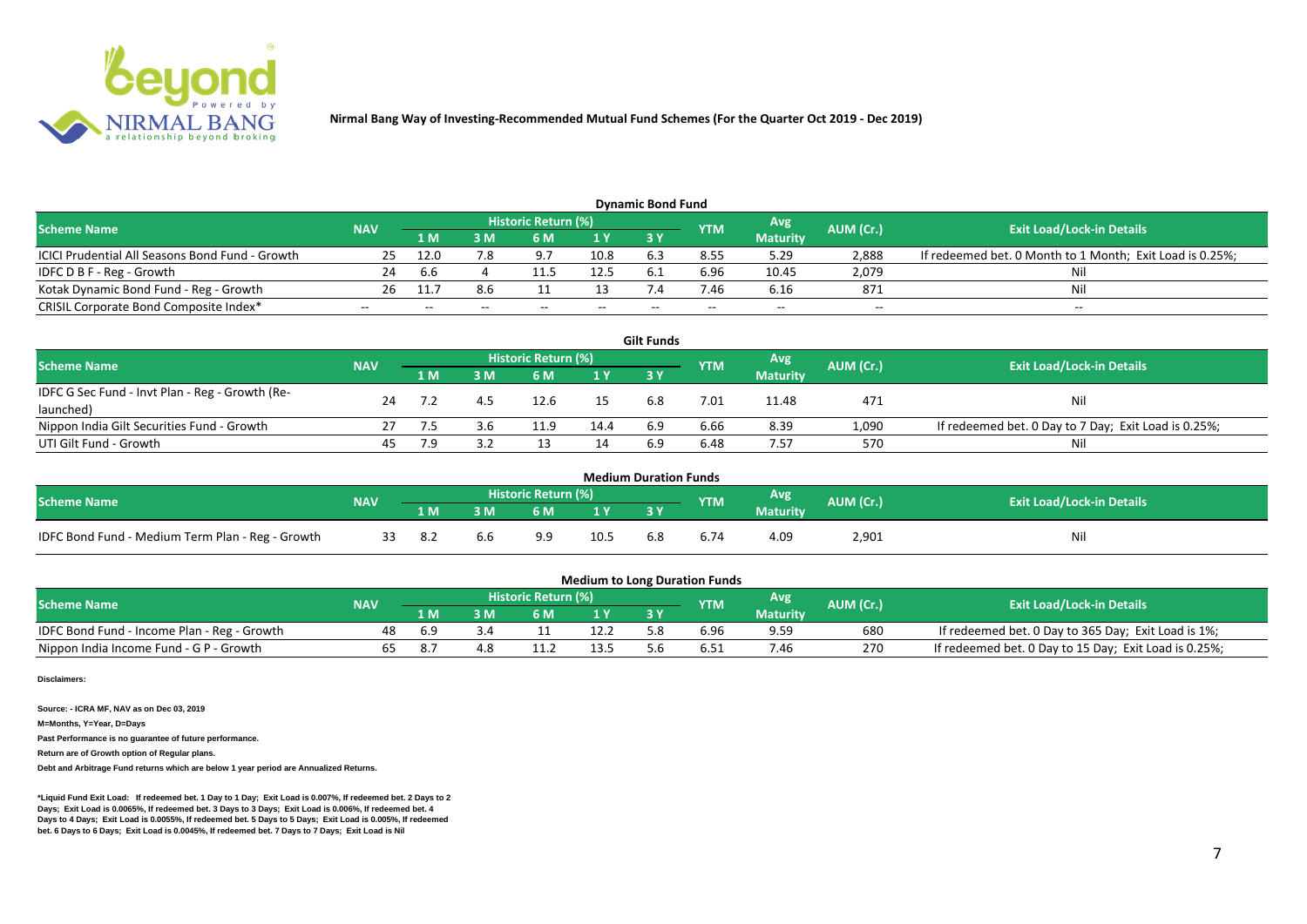**Nirmal Bang Way of Investing-Recommended Mutual Fund Schemes (For the Quarter Oct 2019 - Dec 2019)**

### Dynamic Bond Fund

| Scheme Name | NAV | Historic Return (%) | | | | | YTM | Avg Maturity | AUM (Cr.) | Exit Load/Lock-in Details |
|---|---|---|---|---|---|---|---|---|---|---|
| | | 1 M | 3 M | 6 M | 1 Y | 3 Y | | | | |
| ICICI Prudential All Seasons Bond Fund - Growth | 25 | 12.0 | 7.8 | 9.7 | 10.8 | 6.3 | 8.55 | 5.29 | 2,888 | If redeemed bet. 0 Month to 1 Month; Exit Load is 0.25%; |
| IDFC D B F - Reg - Growth | 24 | 6.6 | 4 | 11.5 | 12.5 | 6.1 | 6.96 | 10.45 | 2,079 | Nil |
| Kotak Dynamic Bond Fund - Reg - Growth | 26 | 11.7 | 8.6 | 11 | 13 | 7.4 | 7.46 | 6.16 | 871 | Nil |
| CRISIL Corporate Bond Composite Index* | -- | -- | -- | -- | -- | -- | -- | -- | -- | -- |

### Gilt Funds

| Scheme Name | NAV | Historic Return (%) | | | | | YTM | Avg Maturity | AUM (Cr.) | Exit Load/Lock-in Details |
|---|---|---|---|---|---|---|---|---|---|---|
| | | 1 M | 3 M | 6 M | 1 Y | 3 Y | | | | |
| IDFC G Sec Fund - Invt Plan - Reg - Growth (Re-launched) | 24 | 7.2 | 4.5 | 12.6 | 15 | 6.8 | 7.01 | 11.48 | 471 | Nil |
| Nippon India Gilt Securities Fund - Growth | 27 | 7.5 | 3.6 | 11.9 | 14.4 | 6.9 | 6.66 | 8.39 | 1,090 | If redeemed bet. 0 Day to 7 Day; Exit Load is 0.25%; |
| UTI Gilt Fund - Growth | 45 | 7.9 | 3.2 | 13 | 14 | 6.9 | 6.48 | 7.57 | 570 | Nil |

### Medium Duration Funds

| Scheme Name | NAV | Historic Return (%) | | | | | YTM | Avg Maturity | AUM (Cr.) | Exit Load/Lock-in Details |
|---|---|---|---|---|---|---|---|---|---|---|
| | | 1 M | 3 M | 6 M | 1 Y | 3 Y | | | | |
| IDFC Bond Fund - Medium Term Plan - Reg - Growth | 33 | 8.2 | 6.6 | 9.9 | 10.5 | 6.8 | 6.74 | 4.09 | 2,901 | Nil |

### Medium to Long Duration Funds

| Scheme Name | NAV | Historic Return (%) | | | | | YTM | Avg Maturity | AUM (Cr.) | Exit Load/Lock-in Details |
|---|---|---|---|---|---|---|---|---|---|---|
| | | 1 M | 3 M | 6 M | 1 Y | 3 Y | | | | |
| IDFC Bond Fund - Income Plan - Reg - Growth | 48 | 6.9 | 3.4 | 11 | 12.2 | 5.8 | 6.96 | 9.59 | 680 | If redeemed bet. 0 Day to 365 Day; Exit Load is 1%; |
| Nippon India Income Fund - G P - Growth | 65 | 8.7 | 4.8 | 11.2 | 13.5 | 5.6 | 6.51 | 7.46 | 270 | If redeemed bet. 0 Day to 15 Day; Exit Load is 0.25%; |

**Disclaimers:**

**Source: - ICRA MF, NAV as on Dec 03, 2019**

**M=Months, Y=Year, D=Days**

**Past Performance is no guarantee of future performance.**

**Return are of Growth option of Regular plans.**

**Debt and Arbitrage Fund returns which are below 1 year period are Annualized Returns.**

**\*Liquid Fund Exit Load: If redeemed bet. 1 Day to 1 Day; Exit Load is 0.007%, If redeemed bet. 2 Days to 2 Days; Exit Load is 0.0065%, If redeemed bet. 3 Days to 3 Days; Exit Load is 0.006%, If redeemed bet. 4 Days to 4 Days; Exit Load is 0.0055%, If redeemed bet. 5 Days to 5 Days; Exit Load is 0.005%, If redeemed bet. 6 Days to 6 Days; Exit Load is 0.0045%, If redeemed bet. 7 Days to 7 Days; Exit Load is Nil**